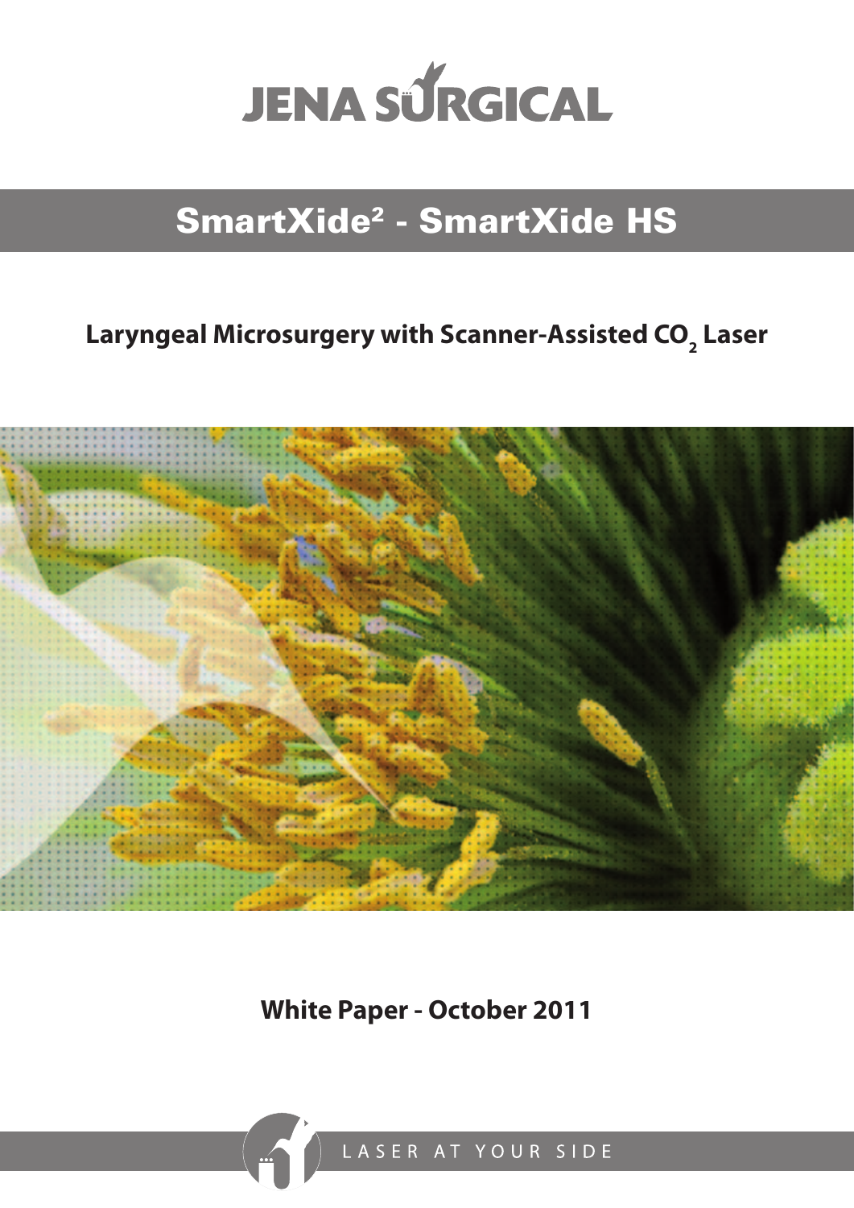JENA SURGICAL

# SmartXide² - SmartXide HS

## Laryngeal Microsurgery with Scanner-Assisted $CO_2$ Laser

**White Paper - October 2011**

LASER AT YOUR SIDE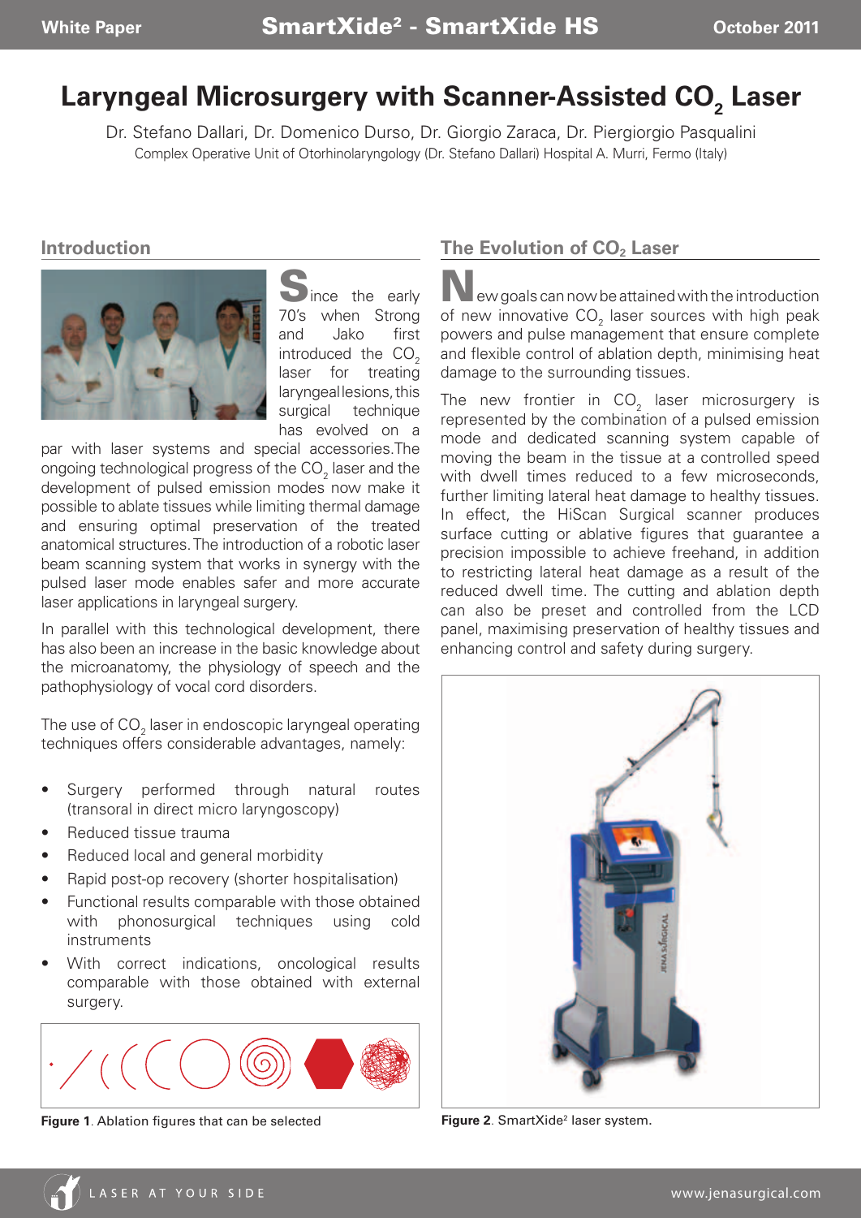# Laryngeal Microsurgery with Scanner-Assisted $CO_2$ Laser

Dr. Stefano Dallari, Dr. Domenico Durso, Dr. Giorgio Zaraca, Dr. Piergiorgio Pasqualini

Complex Operative Unit of Otorhinolaryngology (Dr. Stefano Dallari) Hospital A. Murri, Fermo (Italy)

## Introduction

Since the early 70's when Strong and Jako first introduced the $CO_2$ laser for treating laryngeal lesions, this surgical technique has evolved on a par with laser systems and special accessories. The ongoing technological progress of the $CO_2$ laser and the development of pulsed emission modes now make it possible to ablate tissues while limiting thermal damage and ensuring optimal preservation of the treated anatomical structures. The introduction of a robotic laser beam scanning system that works in synergy with the pulsed laser mode enables safer and more accurate laser applications in laryngeal surgery.

In parallel with this technological development, there has also been an increase in the basic knowledge about the microanatomy, the physiology of speech and the pathophysiology of vocal cord disorders.

The use of $CO_2$ laser in endoscopic laryngeal operating techniques offers considerable advantages, namely:

- Surgery performed through natural routes (transoral in direct micro laryngoscopy)
- Reduced tissue trauma
- Reduced local and general morbidity
- Rapid post-op recovery (shorter hospitalisation)
- Functional results comparable with those obtained with phonosurgical techniques using cold instruments
- With correct indications, oncological results comparable with those obtained with external surgery.

**Figure 1**. Ablation figures that can be selected

## The Evolution of $CO_2$ Laser

New goals can now be attained with the introduction of new innovative $CO_2$ laser sources with high peak powers and pulse management that ensure complete and flexible control of ablation depth, minimising heat damage to the surrounding tissues.

The new frontier in $CO_2$ laser microsurgery is represented by the combination of a pulsed emission mode and dedicated scanning system capable of moving the beam in the tissue at a controlled speed with dwell times reduced to a few microseconds, further limiting lateral heat damage to healthy tissues. In effect, the HiScan Surgical scanner produces surface cutting or ablative figures that guarantee a precision impossible to achieve freehand, in addition to restricting lateral heat damage as a result of the reduced dwell time. The cutting and ablation depth can also be preset and controlled from the LCD panel, maximising preservation of healthy tissues and enhancing control and safety during surgery.

**Figure 2**. SmartXide[2] laser system.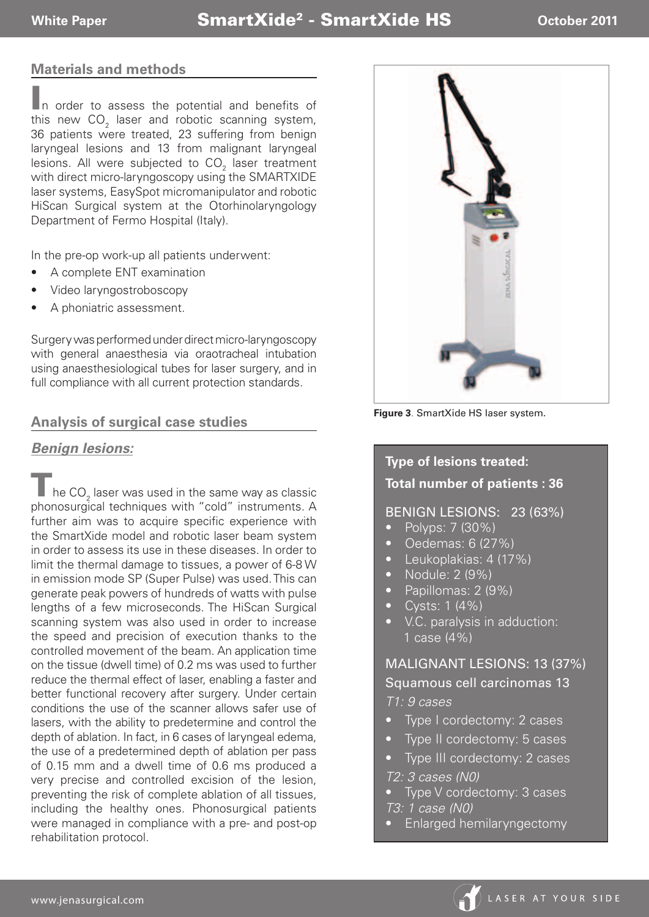## Materials and methods

In order to assess the potential and benefits of this new $CO_2$ laser and robotic scanning system, 36 patients were treated, 23 suffering from benign laryngeal lesions and 13 from malignant laryngeal lesions. All were subjected to $CO_2$ laser treatment with direct micro-laryngoscopy using the SMARTXIDE laser systems, EasySpot micromanipulator and robotic HiScan Surgical system at the Otorhinolaryngology Department of Fermo Hospital (Italy).

In the pre-op work-up all patients underwent:

- A complete ENT examination
- Video laryngostroboscopy
- A phoniatric assessment.

Surgery was performed under direct micro-laryngoscopy with general anaesthesia via oraotracheal intubation using anaesthesiological tubes for laser surgery, and in full compliance with all current protection standards.

## Analysis of surgical case studies

### ***Benign lesions:***

The $CO_2$ laser was used in the same way as classic phonosurgical techniques with "cold" instruments. A further aim was to acquire specific experience with the SmartXide model and robotic laser beam system in order to assess its use in these diseases. In order to limit the thermal damage to tissues, a power of 6-8 W in emission mode SP (Super Pulse) was used. This can generate peak powers of hundreds of watts with pulse lengths of a few microseconds. The HiScan Surgical scanning system was also used in order to increase the speed and precision of execution thanks to the controlled movement of the beam. An application time on the tissue (dwell time) of 0.2 ms was used to further reduce the thermal effect of laser, enabling a faster and better functional recovery after surgery. Under certain conditions the use of the scanner allows safer use of lasers, with the ability to predetermine and control the depth of ablation. In fact, in 6 cases of laryngeal edema, the use of a predetermined depth of ablation per pass of 0.15 mm and a dwell time of 0.6 ms produced a very precise and controlled excision of the lesion, preventing the risk of complete ablation of all tissues, including the healthy ones. Phonosurgical patients were managed in compliance with a pre- and post-op rehabilitation protocol.

**Figure 3**. SmartXide HS laser system.

**Type of lesions treated:**

**Total number of patients : 36**

BENIGN LESIONS: 23 (63%)

- Polyps: 7 (30%)
- Oedemas: 6 (27%)
- Leukoplakias: 4 (17%)
- Nodule: 2 (9%)
- Papillomas: 2 (9%)
- Cysts: 1 (4%)
- V.C. paralysis in adduction: 1 case (4%)

MALIGNANT LESIONS: 13 (37%)

Squamous cell carcinomas 13

*T1: 9 cases*

- Type I cordectomy: 2 cases
- Type II cordectomy: 5 cases
- Type III cordectomy: 2 cases

*T2: 3 cases (N0)*

- Type V cordectomy: 3 cases

*T3: 1 case (N0)*

- Enlarged hemilaryngectomy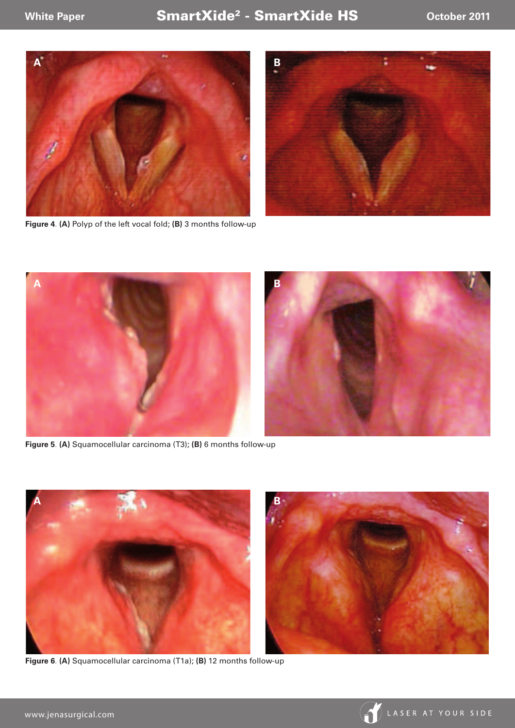**Figure 4**. **(A)** Polyp of the left vocal fold; **(B)** 3 months follow-up

**Figure 5**. **(A)** Squamocellular carcinoma (T3); **(B)** 6 months follow-up

**Figure 6**. **(A)** Squamocellular carcinoma (T1a); **(B)** 12 months follow-up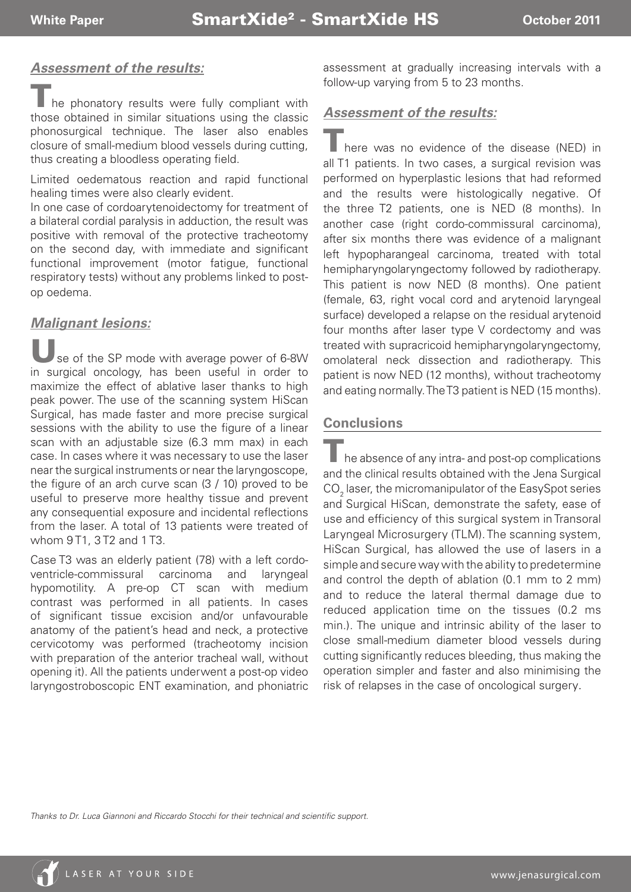## *Assessment of the results:*

The phonatory results were fully compliant with those obtained in similar situations using the classic phonosurgical technique. The laser also enables closure of small-medium blood vessels during cutting, thus creating a bloodless operating field.

Limited oedematous reaction and rapid functional healing times were also clearly evident.

In one case of cordoarytenoidectomy for treatment of a bilateral cordial paralysis in adduction, the result was positive with removal of the protective tracheotomy on the second day, with immediate and significant functional improvement (motor fatigue, functional respiratory tests) without any problems linked to post-op oedema.

## *Malignant lesions:*

Use of the SP mode with average power of 6-8W in surgical oncology, has been useful in order to maximize the effect of ablative laser thanks to high peak power. The use of the scanning system HiScan Surgical, has made faster and more precise surgical sessions with the ability to use the figure of a linear scan with an adjustable size (6.3 mm max) in each case. In cases where it was necessary to use the laser near the surgical instruments or near the laryngoscope, the figure of an arch curve scan (3 / 10) proved to be useful to preserve more healthy tissue and prevent any consequential exposure and incidental reflections from the laser. A total of 13 patients were treated of whom 9 T1, 3 T2 and 1 T3.

Case T3 was an elderly patient (78) with a left cordo-ventricle-commissural carcinoma and laryngeal hypomotility. A pre-op CT scan with medium contrast was performed in all patients. In cases of significant tissue excision and/or unfavourable anatomy of the patient's head and neck, a protective cervicotomy was performed (tracheotomy incision with preparation of the anterior tracheal wall, without opening it). All the patients underwent a post-op video laryngostroboscopic ENT examination, and phoniatric assessment at gradually increasing intervals with a follow-up varying from 5 to 23 months.

## *Assessment of the results:*

There was no evidence of the disease (NED) in all T1 patients. In two cases, a surgical revision was performed on hyperplastic lesions that had reformed and the results were histologically negative. Of the three T2 patients, one is NED (8 months). In another case (right cordo-commissural carcinoma), after six months there was evidence of a malignant left hypopharangeal carcinoma, treated with total hemipharyngolaryngectomy followed by radiotherapy. This patient is now NED (8 months). One patient (female, 63, right vocal cord and arytenoid laryngeal surface) developed a relapse on the residual arytenoid four months after laser type V cordectomy and was treated with supracricoid hemipharyngolaryngectomy, omolateral neck dissection and radiotherapy. This patient is now NED (12 months), without tracheotomy and eating normally. The T3 patient is NED (15 months).

## Conclusions

The absence of any intra- and post-op complications and the clinical results obtained with the Jena Surgical $CO_2$ laser, the micromanipulator of the EasySpot series and Surgical HiScan, demonstrate the safety, ease of use and efficiency of this surgical system in Transoral Laryngeal Microsurgery (TLM). The scanning system, HiScan Surgical, has allowed the use of lasers in a simple and secure way with the ability to predetermine and control the depth of ablation (0.1 mm to 2 mm) and to reduce the lateral thermal damage due to reduced application time on the tissues (0.2 ms min.). The unique and intrinsic ability of the laser to close small-medium diameter blood vessels during cutting significantly reduces bleeding, thus making the operation simpler and faster and also minimising the risk of relapses in the case of oncological surgery.

*Thanks to Dr. Luca Giannoni and Riccardo Stocchi for their technical and scientific support.*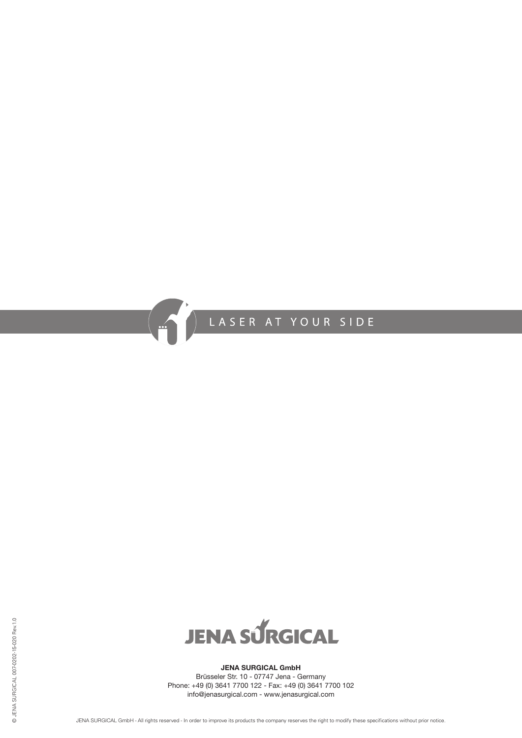LASER AT YOUR SIDE

JENA SURGICAL

**JENA SURGICAL GmbH**
Brüsseler Str. 10 - 07747 Jena - Germany
Phone: +49 (0) 3641 7700 122 - Fax: +49 (0) 3641 7700 102
info@jenasurgical.com - www.jenasurgical.com

© JENA SURGICAL 007-0202-15-020 Rev.1.0

JENA SURGICAL GmbH - All rights reserved - In order to improve its products the company reserves the right to modify these specifications without prior notice.